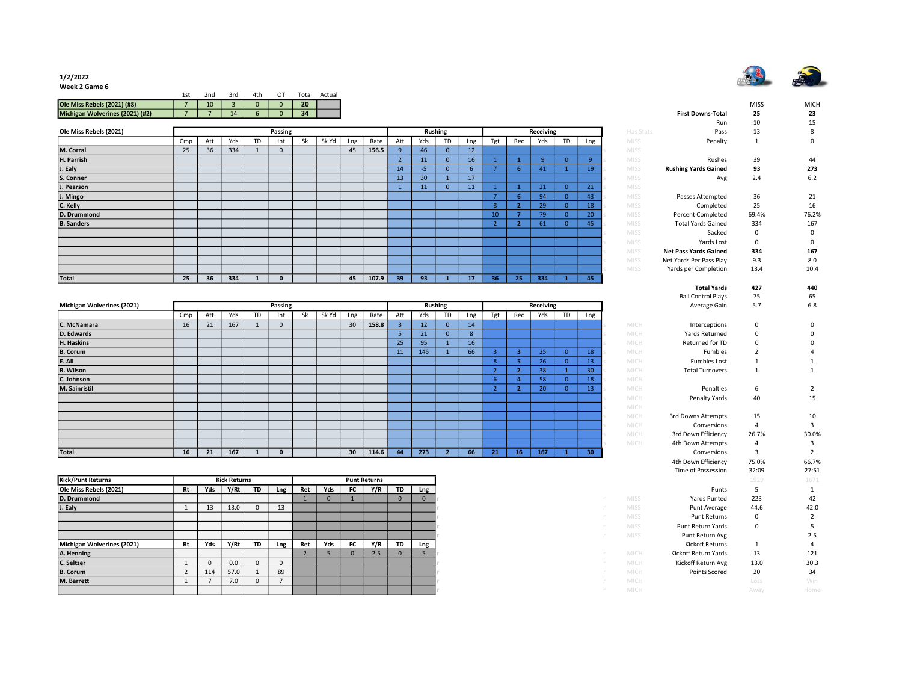1/2/2022

Week 2 Game 6

| | 1st | 2nd | 3rd | 4th | OT | Total | Actual |
|---|---|---|---|---|---|---|---|
| Ole Miss Rebels (2021) (#8) | 7 | 10 | 3 | 0 | 0 | 20 | |
| Michigan Wolverines (2021) (#2) | 7 | 7 | 14 | 6 | 0 | 34 | |

| Ole Miss Rebels (2021) | Passing | | | | | | | | | Rushing | | | | Receiving | | | | |
|---|---|---|---|---|---|---|---|---|---|---|---|---|---|---|---|---|---|---|
| | Cmp | Att | Yds | TD | Int | Sk | Sk Yd | Lng | Rate | Att | Yds | TD | Lng | Tgt | Rec | Yds | TD | Lng |
| M. Corral | 25 | 36 | 334 | 1 | 0 | | | 45 | 156.5 | 9 | 46 | 0 | 12 | | | | | |
| H. Parrish | | | | | | | | | | 2 | 11 | 0 | 16 | 1 | 1 | 9 | 0 | 9 |
| J. Ealy | | | | | | | | | | 14 | -5 | 0 | 6 | 7 | 6 | 41 | 1 | 19 |
| S. Conner | | | | | | | | | | 13 | 30 | 1 | 17 | | | | | |
| J. Pearson | | | | | | | | | | 1 | 11 | 0 | 11 | 1 | 1 | 21 | 0 | 21 |
| J. Mingo | | | | | | | | | | | | | | 7 | 6 | 94 | 0 | 43 |
| C. Kelly | | | | | | | | | | | | | | 8 | 2 | 29 | 0 | 18 |
| D. Drummond | | | | | | | | | | | | | | 10 | 7 | 79 | 0 | 20 |
| B. Sanders | | | | | | | | | | | | | | 2 | 2 | 61 | 0 | 45 |
| Total | 25 | 36 | 334 | 1 | 0 | | | 45 | 107.9 | 39 | 93 | 1 | 17 | 36 | 25 | 334 | 1 | 45 |

| Michigan Wolverines (2021) | Passing | | | | | | | | | Rushing | | | | Receiving | | | | |
|---|---|---|---|---|---|---|---|---|---|---|---|---|---|---|---|---|---|---|
| | Cmp | Att | Yds | TD | Int | Sk | Sk Yd | Lng | Rate | Att | Yds | TD | Lng | Tgt | Rec | Yds | TD | Lng |
| C. McNamara | 16 | 21 | 167 | 1 | 0 | | | 30 | 158.8 | 3 | 12 | 0 | 14 | | | | | |
| D. Edwards | | | | | | | | | | 5 | 21 | 0 | 8 | | | | | |
| H. Haskins | | | | | | | | | | 25 | 95 | 1 | 16 | | | | | |
| B. Corum | | | | | | | | | | 11 | 145 | 1 | 66 | 3 | 3 | 25 | 0 | 18 |
| E. All | | | | | | | | | | | | | | 8 | 5 | 26 | 0 | 13 |
| R. Wilson | | | | | | | | | | | | | | 2 | 2 | 38 | 1 | 30 |
| C. Johnson | | | | | | | | | | | | | | 6 | 4 | 58 | 0 | 18 |
| M. Sainristil | | | | | | | | | | | | | | 2 | 2 | 20 | 0 | 13 |
| Total | 16 | 21 | 167 | 1 | 0 | | | 30 | 114.6 | 44 | 273 | 2 | 66 | 21 | 16 | 167 | 1 | 30 |

| Kick/Punt Returns | Kick Returns | | | | | Punt Returns | | | | | |
|---|---|---|---|---|---|---|---|---|---|---|---|
| Ole Miss Rebels (2021) | Rt | Yds | Y/Rt | TD | Lng | Ret | Yds | FC | Y/R | TD | Lng |
| D. Drummond | | | | | | 1 | 0 | 1 | | 0 | 0 |
| J. Ealy | 1 | 13 | 13.0 | 0 | 13 | | | | | | |
| Michigan Wolverines (2021) | Rt | Yds | Y/Rt | TD | Lng | Ret | Yds | FC | Y/R | TD | Lng |
| A. Henning | | | | | | 2 | 5 | 0 | 2.5 | 0 | 5 |
| C. Seltzer | 1 | 0 | 0.0 | 0 | 0 | | | | | | |
| B. Corum | 2 | 114 | 57.0 | 1 | 89 | | | | | | |
| M. Barrett | 1 | 7 | 7.0 | 0 | 7 | | | | | | |

| | MISS | MICH |
|---|---|---|
| First Downs-Total | 25 | 23 |
| Run | 10 | 15 |
| Pass | 13 | 8 |
| Penalty | 1 | 0 |
| Rushes | 39 | 44 |
| Rushing Yards Gained | 93 | 273 |
| Avg | 2.4 | 6.2 |
| Passes Attempted | 36 | 21 |
| Completed | 25 | 16 |
| Percent Completed | 69.4% | 76.2% |
| Total Yards Gained | 334 | 167 |
| Sacked | 0 | 0 |
| Yards Lost | 0 | 0 |
| Net Pass Yards Gained | 334 | 167 |
| Net Yards Per Pass Play | 9.3 | 8.0 |
| Yards per Completion | 13.4 | 10.4 |
| Total Yards | 427 | 440 |
| Ball Control Plays | 75 | 65 |
| Average Gain | 5.7 | 6.8 |
| Interceptions | 0 | 0 |
| Yards Returned | 0 | 0 |
| Returned for TD | 0 | 0 |
| Fumbles | 2 | 4 |
| Fumbles Lost | 1 | 1 |
| Total Turnovers | 1 | 1 |
| Penalties | 6 | 2 |
| Penalty Yards | 40 | 15 |
| 3rd Downs Attempts | 15 | 10 |
| Conversions | 4 | 3 |
| 3rd Down Efficiency | 26.7% | 30.0% |
| 4th Down Attempts | 4 | 3 |
| Conversions | 3 | 2 |
| 4th Down Efficiency | 75.0% | 66.7% |
| Time of Possession | 32:09 | 27:51 |
| Punts | 5 | 1 |
| Yards Punted | 223 | 42 |
| Punt Average | 44.6 | 42.0 |
| Punt Returns | 0 | 2 |
| Punt Return Yards | 0 | 5 |
| Punt Return Avg | | 2.5 |
| Kickoff Returns | 1 | 4 |
| Kickoff Return Yards | 13 | 121 |
| Kickoff Return Avg | 13.0 | 30.3 |
| Points Scored | 20 | 34 |
| | Loss | Win |
| | Away | Home |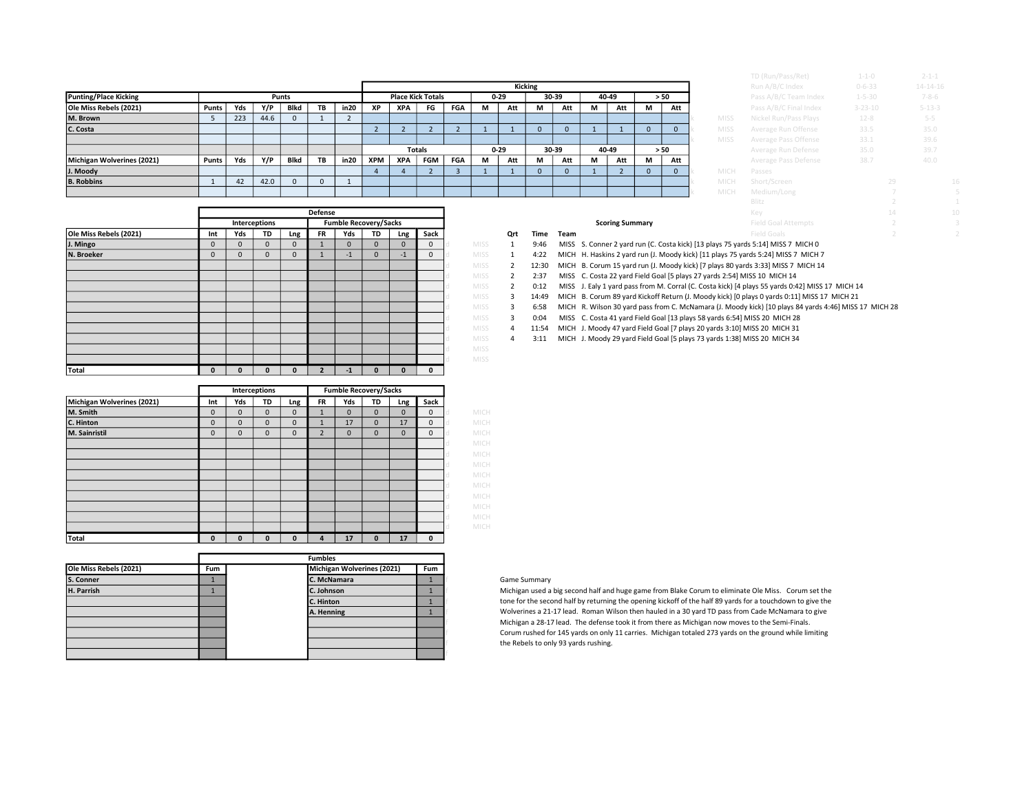| Punting/Place Kicking | Punts | | | | | | Place Kick Totals | | | | 0-29 | | 30-39 | | 40-49 | | > 50 | |
|---|---|---|---|---|---|---|---|---|---|---|---|---|---|---|---|---|---|---|
| Ole Miss Rebels (2021) | Punts | Yds | Y/P | Blkd | TB | in20 | XP | XPA | FG | FGA | M | Att | M | Att | M | Att | M | Att |
| M. Brown | 5 | 223 | 44.6 | 0 | 1 | 2 | | | | | | | | | | | | |
| C. Costa | | | | | | | 2 | 2 | 2 | 2 | 1 | 1 | 0 | 0 | 1 | 1 | 0 | 0 |

| Michigan Wolverines (2021) | Punts | Yds | Y/P | Blkd | TB | in20 | XPM | XPA | FGM | FGA | M | Att | M | Att | M | Att | M | Att |
|---|---|---|---|---|---|---|---|---|---|---|---|---|---|---|---|---|---|---|
| J. Moody | | | | | | | 4 | 4 | 2 | 3 | 1 | 1 | 0 | 0 | 1 | 2 | 0 | 0 |
| B. Robbins | 1 | 42 | 42.0 | 0 | 0 | 1 | | | | | | | | | | | | |

| | 1-1-0 | 2-1-1 |
|---|---|---|
| TD (Run/Pass/Ret) | 1-1-0 | 2-1-1 |
| Run A/B/C Index | 0-6-33 | 14-14-16 |
| Pass A/B/C Team Index | 1-5-30 | 7-8-6 |
| Pass A/B/C Final Index | 3-23-10 | 5-13-3 |
| Nickel Run/Pass Plays | 12-8 | 5-5 |
| Average Run Offense | 33.5 | 35.0 |
| Average Pass Offense | 33.1 | 39.6 |
| Average Run Defense | 35.0 | 39.7 |
| Average Pass Defense | 38.7 | 40.0 |
| Passes | | |
| Short/Screen | 29 | 16 |
| Medium/Long | 7 | 5 |
| Blitz | 2 | 1 |
| Key | 14 | 10 |
| Field Goal Attempts | 2 | 3 |
| Field Goals | 2 | 2 |

## Defense

| Ole Miss Rebels (2021) | Int | Yds | TD | Lng | FR | Yds | TD | Lng | Sack |
|---|---|---|---|---|---|---|---|---|---|
| J. Mingo | 0 | 0 | 0 | 0 | 1 | 0 | 0 | 0 | 0 |
| N. Broeker | 0 | 0 | 0 | 0 | 1 | -1 | 0 | -1 | 0 |
| Total | 0 | 0 | 0 | 0 | 2 | -1 | 0 | 0 | 0 |

| Michigan Wolverines (2021) | Int | Yds | TD | Lng | FR | Yds | TD | Lng | Sack |
|---|---|---|---|---|---|---|---|---|---|
| M. Smith | 0 | 0 | 0 | 0 | 1 | 0 | 0 | 0 | 0 |
| C. Hinton | 0 | 0 | 0 | 0 | 1 | 17 | 0 | 17 | 0 |
| M. Sainristil | 0 | 0 | 0 | 0 | 2 | 0 | 0 | 0 | 0 |
| Total | 0 | 0 | 0 | 0 | 4 | 17 | 0 | 17 | 0 |

## Fumbles

| Ole Miss Rebels (2021) | Fum | Michigan Wolverines (2021) | Fum |
|---|---|---|---|
| S. Conner | 1 | C. McNamara | 1 |
| H. Parrish | 1 | C. Johnson | 1 |
| | | C. Hinton | 1 |
| | | A. Henning | 1 |

## Scoring Summary

| Qrt | Time | Team | |
|---|---|---|---|
| 1 | 9:46 | MISS | S. Conner 2 yard run (C. Costa kick) [13 plays 75 yards 5:14] MISS 7 MICH 0 |
| 1 | 4:22 | MICH | H. Haskins 2 yard run (J. Moody kick) [11 plays 75 yards 5:24] MISS 7 MICH 7 |
| 2 | 12:30 | MICH | B. Corum 15 yard run (J. Moody kick) [7 plays 80 yards 3:33] MISS 7 MICH 14 |
| 2 | 2:37 | MISS | C. Costa 22 yard Field Goal [5 plays 27 yards 2:54] MISS 10 MICH 14 |
| 2 | 0:12 | MISS | J. Ealy 1 yard pass from M. Corral (C. Costa kick) [4 plays 55 yards 0:42] MISS 17 MICH 14 |
| 3 | 14:49 | MICH | B. Corum 89 yard Kickoff Return (J. Moody kick) [0 plays 0 yards 0:11] MISS 17 MICH 21 |
| 3 | 6:58 | MICH | R. Wilson 30 yard pass from C. McNamara (J. Moody kick) [10 plays 84 yards 4:46] MISS 17 MICH 28 |
| 3 | 0:04 | MISS | C. Costa 41 yard Field Goal [13 plays 58 yards 6:54] MISS 20 MICH 28 |
| 4 | 11:54 | MICH | J. Moody 47 yard Field Goal [7 plays 20 yards 3:10] MISS 20 MICH 31 |
| 4 | 3:11 | MICH | J. Moody 29 yard Field Goal [5 plays 73 yards 1:38] MISS 20 MICH 34 |

Game Summary

Michigan used a big second half and huge game from Blake Corum to eliminate Ole Miss. Corum set the tone for the second half by returning the opening kickoff of the half 89 yards for a touchdown to give the Wolverines a 21-17 lead. Roman Wilson then hauled in a 30 yard TD pass from Cade McNamara to give Michigan a 28-17 lead. The defense took it from there as Michigan now moves to the Semi-Finals. Corum rushed for 145 yards on only 11 carries. Michigan totaled 273 yards on the ground while limiting the Rebels to only 93 yards rushing.